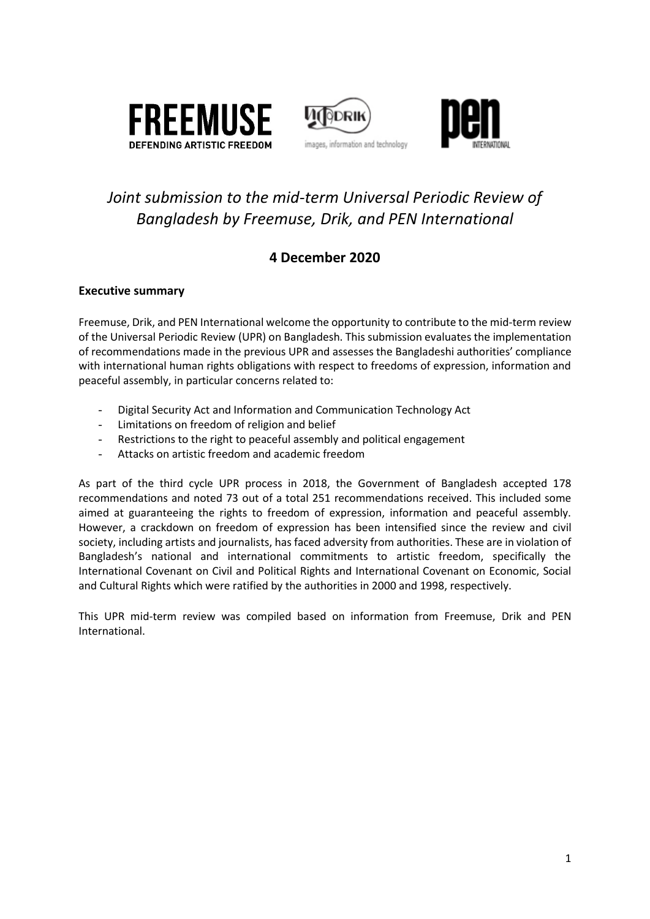# *Joint submission to the mid-term Universal Periodic Review of Bangladesh by Freemuse, Drik, and PEN International*

## 4 December 2020

**Executive summary**

Freemuse, Drik, and PEN International welcome the opportunity to contribute to the mid-term review of the Universal Periodic Review (UPR) on Bangladesh. This submission evaluates the implementation of recommendations made in the previous UPR and assesses the Bangladeshi authorities' compliance with international human rights obligations with respect to freedoms of expression, information and peaceful assembly, in particular concerns related to:

- Digital Security Act and Information and Communication Technology Act
- Limitations on freedom of religion and belief
- Restrictions to the right to peaceful assembly and political engagement
- Attacks on artistic freedom and academic freedom

As part of the third cycle UPR process in 2018, the Government of Bangladesh accepted 178 recommendations and noted 73 out of a total 251 recommendations received. This included some aimed at guaranteeing the rights to freedom of expression, information and peaceful assembly. However, a crackdown on freedom of expression has been intensified since the review and civil society, including artists and journalists, has faced adversity from authorities. These are in violation of Bangladesh's national and international commitments to artistic freedom, specifically the International Covenant on Civil and Political Rights and International Covenant on Economic, Social and Cultural Rights which were ratified by the authorities in 2000 and 1998, respectively.

This UPR mid-term review was compiled based on information from Freemuse, Drik and PEN International.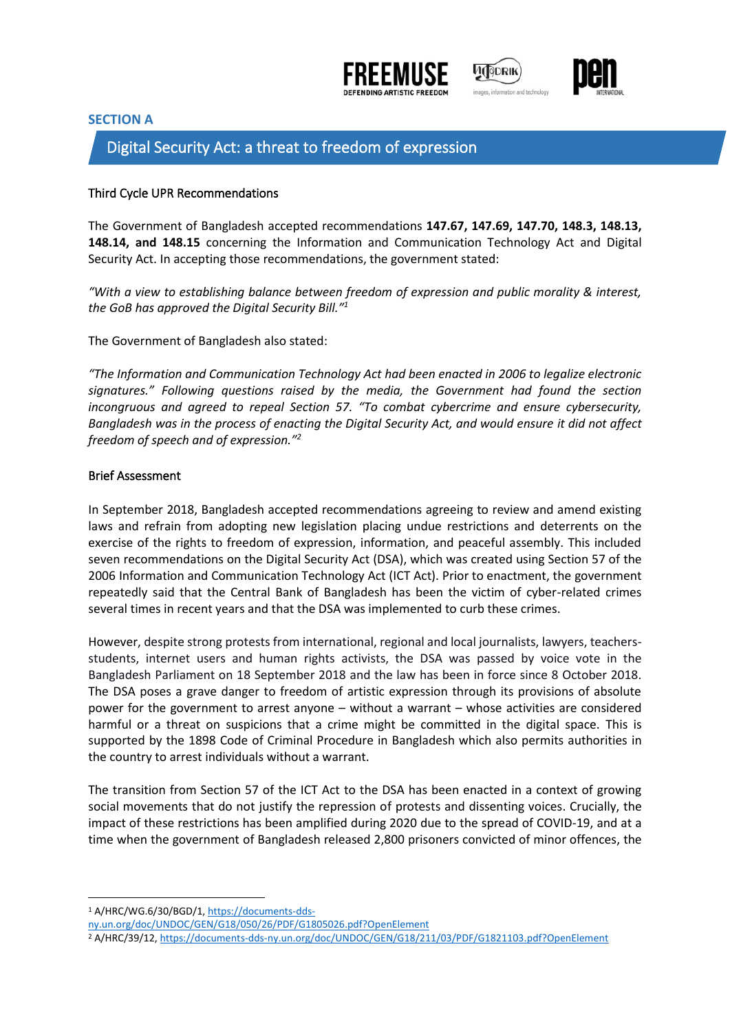## SECTION A

## Digital Security Act: a threat to freedom of expression

### Third Cycle UPR Recommendations

The Government of Bangladesh accepted recommendations **147.67, 147.69, 147.70, 148.3, 148.13, 148.14, and 148.15** concerning the Information and Communication Technology Act and Digital Security Act. In accepting those recommendations, the government stated:

*"With a view to establishing balance between freedom of expression and public morality & interest, the GoB has approved the Digital Security Bill."*[1]

The Government of Bangladesh also stated:

*"The Information and Communication Technology Act had been enacted in 2006 to legalize electronic signatures." Following questions raised by the media, the Government had found the section incongruous and agreed to repeal Section 57. "To combat cybercrime and ensure cybersecurity, Bangladesh was in the process of enacting the Digital Security Act, and would ensure it did not affect freedom of speech and of expression."*[2]

### Brief Assessment

In September 2018, Bangladesh accepted recommendations agreeing to review and amend existing laws and refrain from adopting new legislation placing undue restrictions and deterrents on the exercise of the rights to freedom of expression, information, and peaceful assembly. This included seven recommendations on the Digital Security Act (DSA), which was created using Section 57 of the 2006 Information and Communication Technology Act (ICT Act). Prior to enactment, the government repeatedly said that the Central Bank of Bangladesh has been the victim of cyber-related crimes several times in recent years and that the DSA was implemented to curb these crimes.

However, despite strong protests from international, regional and local journalists, lawyers, teachers-students, internet users and human rights activists, the DSA was passed by voice vote in the Bangladesh Parliament on 18 September 2018 and the law has been in force since 8 October 2018. The DSA poses a grave danger to freedom of artistic expression through its provisions of absolute power for the government to arrest anyone – without a warrant – whose activities are considered harmful or a threat on suspicions that a crime might be committed in the digital space. This is supported by the 1898 Code of Criminal Procedure in Bangladesh which also permits authorities in the country to arrest individuals without a warrant.

The transition from Section 57 of the ICT Act to the DSA has been enacted in a context of growing social movements that do not justify the repression of protests and dissenting voices. Crucially, the impact of these restrictions has been amplified during 2020 due to the spread of COVID-19, and at a time when the government of Bangladesh released 2,800 prisoners convicted of minor offences, the

---

[1] A/HRC/WG.6/30/BGD/1, https://documents-dds-ny.un.org/doc/UNDOC/GEN/G18/050/26/PDF/G1805026.pdf?OpenElement

[2] A/HRC/39/12, https://documents-dds-ny.un.org/doc/UNDOC/GEN/G18/211/03/PDF/G1821103.pdf?OpenElement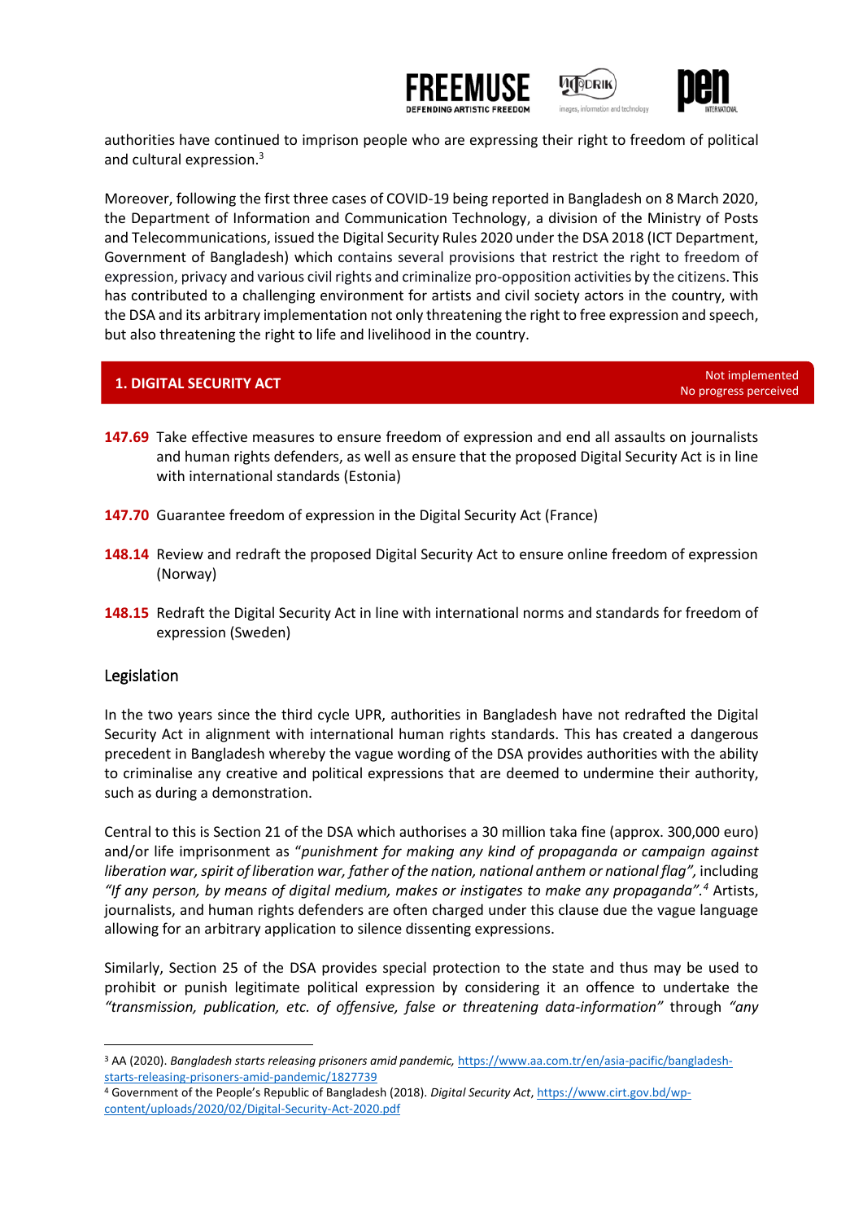authorities have continued to imprison people who are expressing their right to freedom of political and cultural expression.[3]

Moreover, following the first three cases of COVID-19 being reported in Bangladesh on 8 March 2020, the Department of Information and Communication Technology, a division of the Ministry of Posts and Telecommunications, issued the Digital Security Rules 2020 under the DSA 2018 (ICT Department, Government of Bangladesh) which contains several provisions that restrict the right to freedom of expression, privacy and various civil rights and criminalize pro-opposition activities by the citizens. This has contributed to a challenging environment for artists and civil society actors in the country, with the DSA and its arbitrary implementation not only threatening the right to free expression and speech, but also threatening the right to life and livelihood in the country.

## 1. DIGITAL SECURITY ACT

Not implemented
No progress perceived

**147.69** Take effective measures to ensure freedom of expression and end all assaults on journalists and human rights defenders, as well as ensure that the proposed Digital Security Act is in line with international standards (Estonia)

**147.70** Guarantee freedom of expression in the Digital Security Act (France)

**148.14** Review and redraft the proposed Digital Security Act to ensure online freedom of expression (Norway)

**148.15** Redraft the Digital Security Act in line with international norms and standards for freedom of expression (Sweden)

### Legislation

In the two years since the third cycle UPR, authorities in Bangladesh have not redrafted the Digital Security Act in alignment with international human rights standards. This has created a dangerous precedent in Bangladesh whereby the vague wording of the DSA provides authorities with the ability to criminalise any creative and political expressions that are deemed to undermine their authority, such as during a demonstration.

Central to this is Section 21 of the DSA which authorises a 30 million taka fine (approx. 300,000 euro) and/or life imprisonment as "*punishment for making any kind of propaganda or campaign against liberation war, spirit of liberation war, father of the nation, national anthem or national flag*", including *"If any person, by means of digital medium, makes or instigates to make any propaganda"*.[4] Artists, journalists, and human rights defenders are often charged under this clause due the vague language allowing for an arbitrary application to silence dissenting expressions.

Similarly, Section 25 of the DSA provides special protection to the state and thus may be used to prohibit or punish legitimate political expression by considering it an offence to undertake the *"transmission, publication, etc. of offensive, false or threatening data-information"* through *"any*

---

[3] AA (2020). *Bangladesh starts releasing prisoners amid pandemic*, https://www.aa.com.tr/en/asia-pacific/bangladesh-starts-releasing-prisoners-amid-pandemic/1827739

[4] Government of the People's Republic of Bangladesh (2018). *Digital Security Act*, https://www.cirt.gov.bd/wp-content/uploads/2020/02/Digital-Security-Act-2020.pdf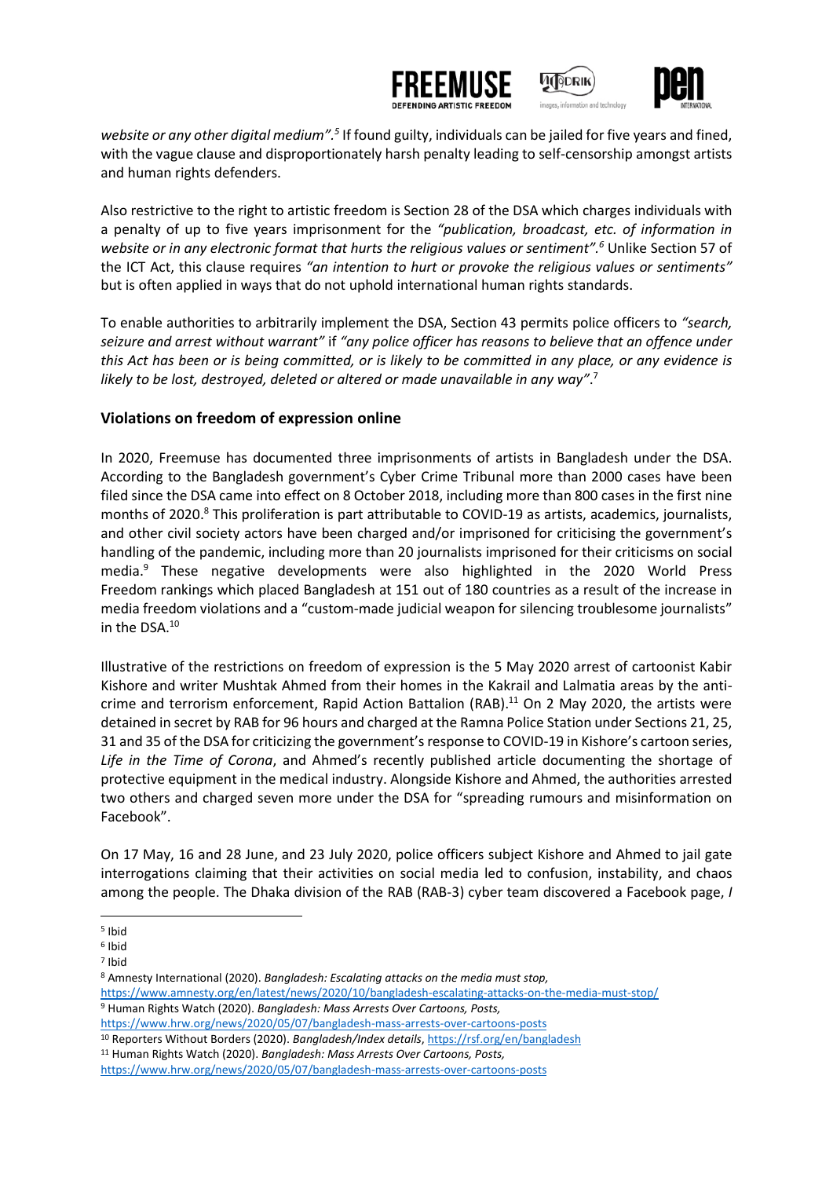*website or any other digital medium".*[5] If found guilty, individuals can be jailed for five years and fined, with the vague clause and disproportionately harsh penalty leading to self-censorship amongst artists and human rights defenders.

Also restrictive to the right to artistic freedom is Section 28 of the DSA which charges individuals with a penalty of up to five years imprisonment for the *"publication, broadcast, etc. of information in website or in any electronic format that hurts the religious values or sentiment".*[6] Unlike Section 57 of the ICT Act, this clause requires *"an intention to hurt or provoke the religious values or sentiments"* but is often applied in ways that do not uphold international human rights standards.

To enable authorities to arbitrarily implement the DSA, Section 43 permits police officers to *"search, seizure and arrest without warrant"* if *"any police officer has reasons to believe that an offence under this Act has been or is being committed, or is likely to be committed in any place, or any evidence is likely to be lost, destroyed, deleted or altered or made unavailable in any way"*.[7]

## Violations on freedom of expression online

In 2020, Freemuse has documented three imprisonments of artists in Bangladesh under the DSA. According to the Bangladesh government's Cyber Crime Tribunal more than 2000 cases have been filed since the DSA came into effect on 8 October 2018, including more than 800 cases in the first nine months of 2020.[8] This proliferation is part attributable to COVID-19 as artists, academics, journalists, and other civil society actors have been charged and/or imprisoned for criticising the government's handling of the pandemic, including more than 20 journalists imprisoned for their criticisms on social media.[9] These negative developments were also highlighted in the 2020 World Press Freedom rankings which placed Bangladesh at 151 out of 180 countries as a result of the increase in media freedom violations and a "custom-made judicial weapon for silencing troublesome journalists" in the DSA.[10]

Illustrative of the restrictions on freedom of expression is the 5 May 2020 arrest of cartoonist Kabir Kishore and writer Mushtak Ahmed from their homes in the Kakrail and Lalmatia areas by the anti-crime and terrorism enforcement, Rapid Action Battalion (RAB).[11] On 2 May 2020, the artists were detained in secret by RAB for 96 hours and charged at the Ramna Police Station under Sections 21, 25, 31 and 35 of the DSA for criticizing the government's response to COVID-19 in Kishore's cartoon series, *Life in the Time of Corona*, and Ahmed's recently published article documenting the shortage of protective equipment in the medical industry. Alongside Kishore and Ahmed, the authorities arrested two others and charged seven more under the DSA for "spreading rumours and misinformation on Facebook".

On 17 May, 16 and 28 June, and 23 July 2020, police officers subject Kishore and Ahmed to jail gate interrogations claiming that their activities on social media led to confusion, instability, and chaos among the people. The Dhaka division of the RAB (RAB-3) cyber team discovered a Facebook page, *I*

---

[5] Ibid

[6] Ibid

[7] Ibid

[8] Amnesty International (2020). *Bangladesh: Escalating attacks on the media must stop,* https://www.amnesty.org/en/latest/news/2020/10/bangladesh-escalating-attacks-on-the-media-must-stop/

[9] Human Rights Watch (2020). *Bangladesh: Mass Arrests Over Cartoons, Posts,* https://www.hrw.org/news/2020/05/07/bangladesh-mass-arrests-over-cartoons-posts

[10] Reporters Without Borders (2020). *Bangladesh/Index details*, https://rsf.org/en/bangladesh

[11] Human Rights Watch (2020). *Bangladesh: Mass Arrests Over Cartoons, Posts,* https://www.hrw.org/news/2020/05/07/bangladesh-mass-arrests-over-cartoons-posts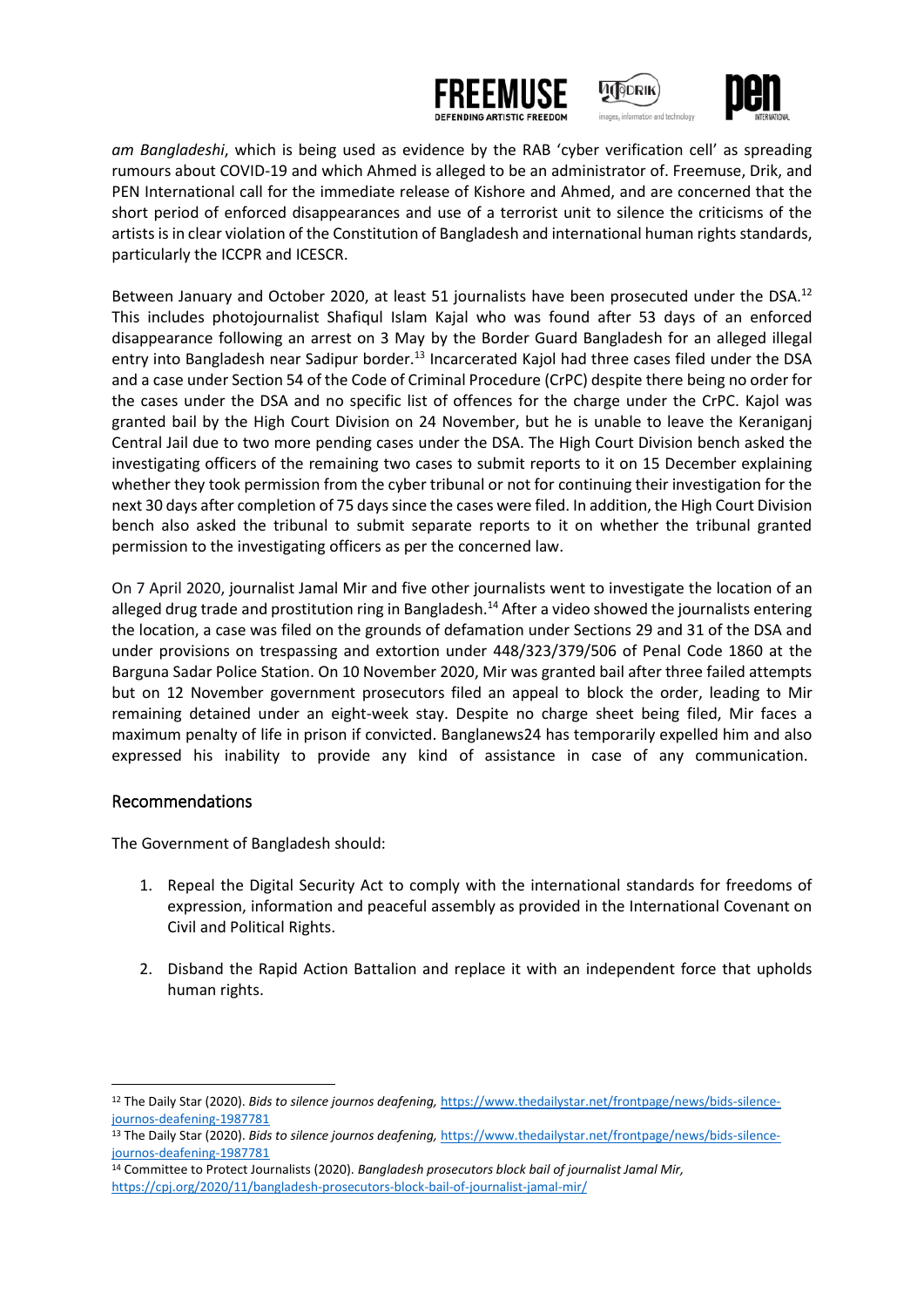*am Bangladeshi*, which is being used as evidence by the RAB 'cyber verification cell' as spreading rumours about COVID-19 and which Ahmed is alleged to be an administrator of. Freemuse, Drik, and PEN International call for the immediate release of Kishore and Ahmed, and are concerned that the short period of enforced disappearances and use of a terrorist unit to silence the criticisms of the artists is in clear violation of the Constitution of Bangladesh and international human rights standards, particularly the ICCPR and ICESCR.

Between January and October 2020, at least 51 journalists have been prosecuted under the DSA.[12] This includes photojournalist Shafiqul Islam Kajal who was found after 53 days of an enforced disappearance following an arrest on 3 May by the Border Guard Bangladesh for an alleged illegal entry into Bangladesh near Sadipur border.[13] Incarcerated Kajol had three cases filed under the DSA and a case under Section 54 of the Code of Criminal Procedure (CrPC) despite there being no order for the cases under the DSA and no specific list of offences for the charge under the CrPC. Kajol was granted bail by the High Court Division on 24 November, but he is unable to leave the Keraniganj Central Jail due to two more pending cases under the DSA. The High Court Division asked the investigating officers of the remaining two cases to submit reports to it on 15 December explaining whether they took permission from the cyber tribunal or not for continuing their investigation for the next 30 days after completion of 75 days since the cases were filed. In addition, the High Court Division bench also asked the tribunal to submit separate reports to it on whether the tribunal granted permission to the investigating officers as per the concerned law.

On 7 April 2020, journalist Jamal Mir and five other journalists went to investigate the location of an alleged drug trade and prostitution ring in Bangladesh.[14] After a video showed the journalists entering the location, a case was filed on the grounds of defamation under Sections 29 and 31 of the DSA and under provisions on trespassing and extortion under 448/323/379/506 of Penal Code 1860 at the Barguna Sadar Police Station. On 10 November 2020, Mir was granted bail after three failed attempts but on 12 November government prosecutors filed an appeal to block the order, leading to Mir remaining detained under an eight-week stay. Despite no charge sheet being filed, Mir faces a maximum penalty of life in prison if convicted. Banglanews24 has temporarily expelled him and also expressed his inability to provide any kind of assistance in case of any communication.

## Recommendations

The Government of Bangladesh should:

1. Repeal the Digital Security Act to comply with the international standards for freedoms of expression, information and peaceful assembly as provided in the International Covenant on Civil and Political Rights.

2. Disband the Rapid Action Battalion and replace it with an independent force that upholds human rights.

---

[12] The Daily Star (2020). *Bids to silence journos deafening,* https://www.thedailystar.net/frontpage/news/bids-silence-journos-deafening-1987781

[13] The Daily Star (2020). *Bids to silence journos deafening,* https://www.thedailystar.net/frontpage/news/bids-silence-journos-deafening-1987781

[14] Committee to Protect Journalists (2020). *Bangladesh prosecutors block bail of journalist Jamal Mir,* https://cpj.org/2020/11/bangladesh-prosecutors-block-bail-of-journalist-jamal-mir/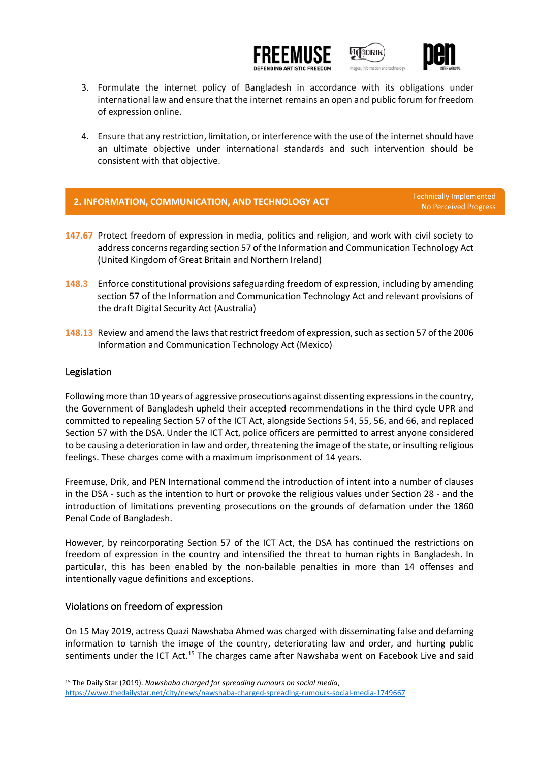3. Formulate the internet policy of Bangladesh in accordance with its obligations under international law and ensure that the internet remains an open and public forum for freedom of expression online.

4. Ensure that any restriction, limitation, or interference with the use of the internet should have an ultimate objective under international standards and such intervention should be consistent with that objective.

## 2. INFORMATION, COMMUNICATION, AND TECHNOLOGY ACT

Technically Implemented
No Perceived Progress

**147.67** Protect freedom of expression in media, politics and religion, and work with civil society to address concerns regarding section 57 of the Information and Communication Technology Act (United Kingdom of Great Britain and Northern Ireland)

**148.3** Enforce constitutional provisions safeguarding freedom of expression, including by amending section 57 of the Information and Communication Technology Act and relevant provisions of the draft Digital Security Act (Australia)

**148.13** Review and amend the laws that restrict freedom of expression, such as section 57 of the 2006 Information and Communication Technology Act (Mexico)

### Legislation

Following more than 10 years of aggressive prosecutions against dissenting expressions in the country, the Government of Bangladesh upheld their accepted recommendations in the third cycle UPR and committed to repealing Section 57 of the ICT Act, alongside Sections 54, 55, 56, and 66, and replaced Section 57 with the DSA. Under the ICT Act, police officers are permitted to arrest anyone considered to be causing a deterioration in law and order, threatening the image of the state, or insulting religious feelings. These charges come with a maximum imprisonment of 14 years.

Freemuse, Drik, and PEN International commend the introduction of intent into a number of clauses in the DSA - such as the intention to hurt or provoke the religious values under Section 28 - and the introduction of limitations preventing prosecutions on the grounds of defamation under the 1860 Penal Code of Bangladesh.

However, by reincorporating Section 57 of the ICT Act, the DSA has continued the restrictions on freedom of expression in the country and intensified the threat to human rights in Bangladesh. In particular, this has been enabled by the non-bailable penalties in more than 14 offenses and intentionally vague definitions and exceptions.

### Violations on freedom of expression

On 15 May 2019, actress Quazi Nawshaba Ahmed was charged with disseminating false and defaming information to tarnish the image of the country, deteriorating law and order, and hurting public sentiments under the ICT Act.[15] The charges came after Nawshaba went on Facebook Live and said

[15] The Daily Star (2019). *Nawshaba charged for spreading rumours on social media*, https://www.thedailystar.net/city/news/nawshaba-charged-spreading-rumours-social-media-1749667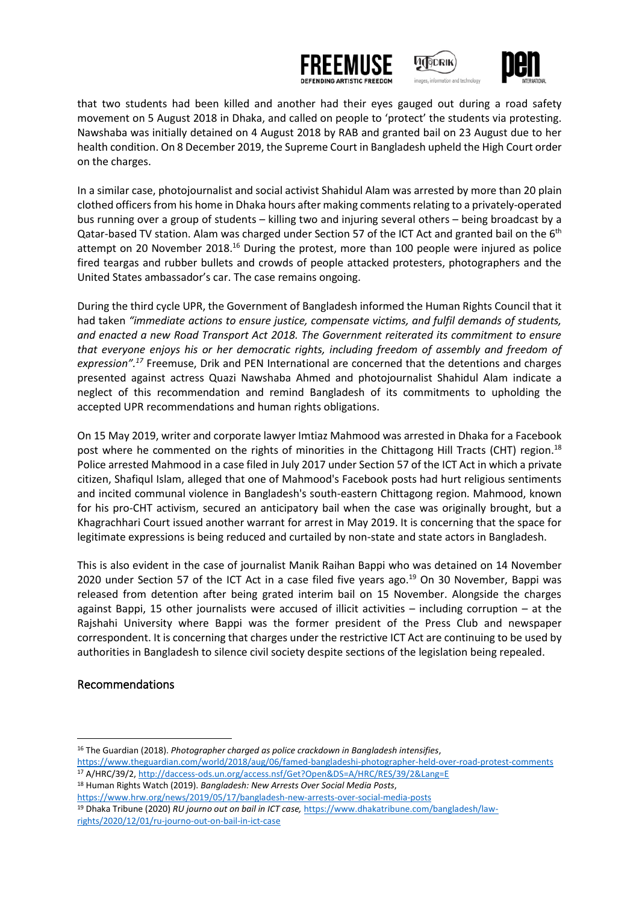that two students had been killed and another had their eyes gauged out during a road safety movement on 5 August 2018 in Dhaka, and called on people to 'protect' the students via protesting. Nawshaba was initially detained on 4 August 2018 by RAB and granted bail on 23 August due to her health condition. On 8 December 2019, the Supreme Court in Bangladesh upheld the High Court order on the charges.

In a similar case, photojournalist and social activist Shahidul Alam was arrested by more than 20 plain clothed officers from his home in Dhaka hours after making comments relating to a privately-operated bus running over a group of students – killing two and injuring several others – being broadcast by a Qatar-based TV station. Alam was charged under Section 57 of the ICT Act and granted bail on the 6th attempt on 20 November 2018.[16] During the protest, more than 100 people were injured as police fired teargas and rubber bullets and crowds of people attacked protesters, photographers and the United States ambassador's car. The case remains ongoing.

During the third cycle UPR, the Government of Bangladesh informed the Human Rights Council that it had taken *"immediate actions to ensure justice, compensate victims, and fulfil demands of students, and enacted a new Road Transport Act 2018. The Government reiterated its commitment to ensure that everyone enjoys his or her democratic rights, including freedom of assembly and freedom of expression".*[17] Freemuse, Drik and PEN International are concerned that the detentions and charges presented against actress Quazi Nawshaba Ahmed and photojournalist Shahidul Alam indicate a neglect of this recommendation and remind Bangladesh of its commitments to upholding the accepted UPR recommendations and human rights obligations.

On 15 May 2019, writer and corporate lawyer Imtiaz Mahmood was arrested in Dhaka for a Facebook post where he commented on the rights of minorities in the Chittagong Hill Tracts (CHT) region.[18] Police arrested Mahmood in a case filed in July 2017 under Section 57 of the ICT Act in which a private citizen, Shafiqul Islam, alleged that one of Mahmood's Facebook posts had hurt religious sentiments and incited communal violence in Bangladesh's south-eastern Chittagong region. Mahmood, known for his pro-CHT activism, secured an anticipatory bail when the case was originally brought, but a Khagrachhari Court issued another warrant for arrest in May 2019. It is concerning that the space for legitimate expressions is being reduced and curtailed by non-state and state actors in Bangladesh.

This is also evident in the case of journalist Manik Raihan Bappi who was detained on 14 November 2020 under Section 57 of the ICT Act in a case filed five years ago.[19] On 30 November, Bappi was released from detention after being grated interim bail on 15 November. Alongside the charges against Bappi, 15 other journalists were accused of illicit activities – including corruption – at the Rajshahi University where Bappi was the former president of the Press Club and newspaper correspondent. It is concerning that charges under the restrictive ICT Act are continuing to be used by authorities in Bangladesh to silence civil society despite sections of the legislation being repealed.

## Recommendations

---

[16] The Guardian (2018). *Photographer charged as police crackdown in Bangladesh intensifies*, https://www.theguardian.com/world/2018/aug/06/famed-bangladeshi-photographer-held-over-road-protest-comments

[17] A/HRC/39/2, http://daccess-ods.un.org/access.nsf/Get?Open&DS=A/HRC/RES/39/2&Lang=E

[18] Human Rights Watch (2019). *Bangladesh: New Arrests Over Social Media Posts*, https://www.hrw.org/news/2019/05/17/bangladesh-new-arrests-over-social-media-posts

[19] Dhaka Tribune (2020) *RU journo out on bail in ICT case,* https://www.dhakatribune.com/bangladesh/law-rights/2020/12/01/ru-journo-out-on-bail-in-ict-case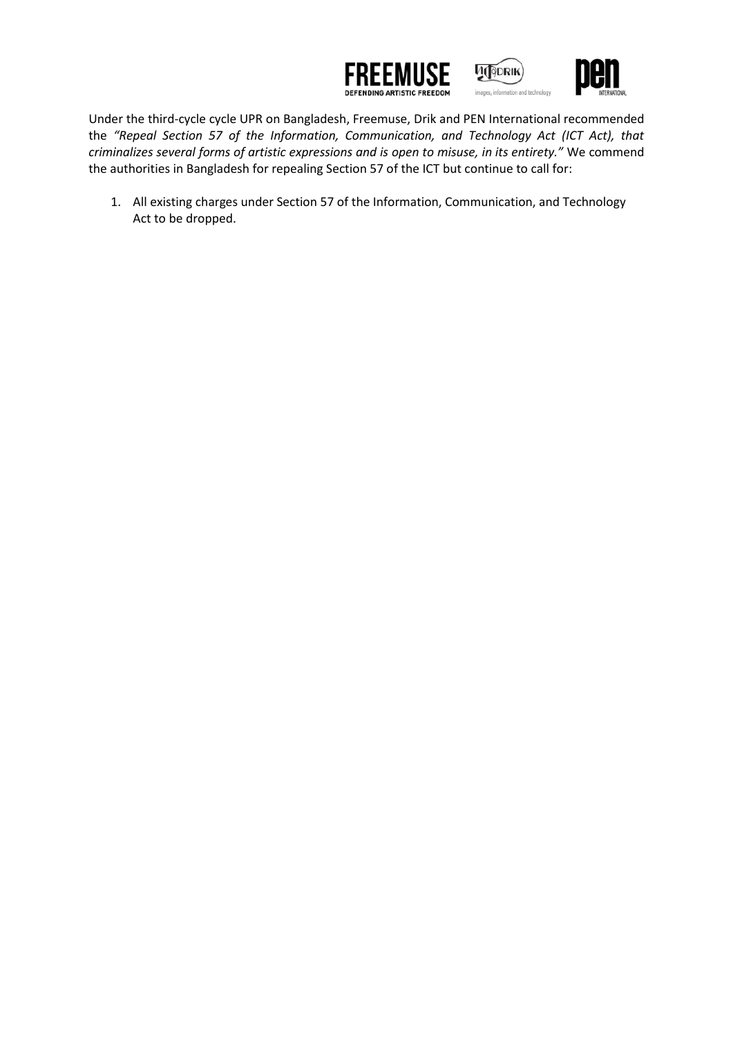Under the third-cycle cycle UPR on Bangladesh, Freemuse, Drik and PEN International recommended the *"Repeal Section 57 of the Information, Communication, and Technology Act (ICT Act), that criminalizes several forms of artistic expressions and is open to misuse, in its entirety."* We commend the authorities in Bangladesh for repealing Section 57 of the ICT but continue to call for:

1. All existing charges under Section 57 of the Information, Communication, and Technology Act to be dropped.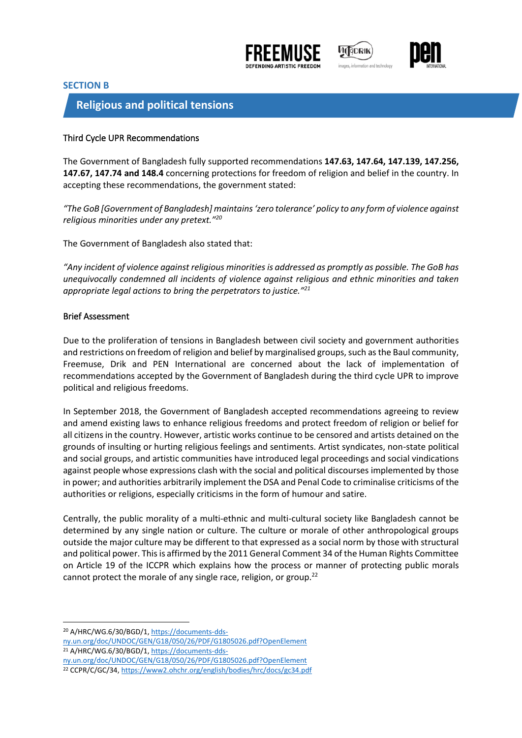**SECTION B**

## Religious and political tensions

### Third Cycle UPR Recommendations

The Government of Bangladesh fully supported recommendations **147.63, 147.64, 147.139, 147.256, 147.67, 147.74 and 148.4** concerning protections for freedom of religion and belief in the country. In accepting these recommendations, the government stated:

*"The GoB [Government of Bangladesh] maintains 'zero tolerance' policy to any form of violence against religious minorities under any pretext."*[20]

The Government of Bangladesh also stated that:

*"Any incident of violence against religious minorities is addressed as promptly as possible. The GoB has unequivocally condemned all incidents of violence against religious and ethnic minorities and taken appropriate legal actions to bring the perpetrators to justice."*[21]

### Brief Assessment

Due to the proliferation of tensions in Bangladesh between civil society and government authorities and restrictions on freedom of religion and belief by marginalised groups, such as the Baul community, Freemuse, Drik and PEN International are concerned about the lack of implementation of recommendations accepted by the Government of Bangladesh during the third cycle UPR to improve political and religious freedoms.

In September 2018, the Government of Bangladesh accepted recommendations agreeing to review and amend existing laws to enhance religious freedoms and protect freedom of religion or belief for all citizens in the country. However, artistic works continue to be censored and artists detained on the grounds of insulting or hurting religious feelings and sentiments. Artist syndicates, non-state political and social groups, and artistic communities have introduced legal proceedings and social vindications against people whose expressions clash with the social and political discourses implemented by those in power; and authorities arbitrarily implement the DSA and Penal Code to criminalise criticisms of the authorities or religions, especially criticisms in the form of humour and satire.

Centrally, the public morality of a multi-ethnic and multi-cultural society like Bangladesh cannot be determined by any single nation or culture. The culture or morale of other anthropological groups outside the major culture may be different to that expressed as a social norm by those with structural and political power. This is affirmed by the 2011 General Comment 34 of the Human Rights Committee on Article 19 of the ICCPR which explains how the process or manner of protecting public morals cannot protect the morale of any single race, religion, or group.[22]

---

[20] A/HRC/WG.6/30/BGD/1, https://documents-dds-ny.un.org/doc/UNDOC/GEN/G18/050/26/PDF/G1805026.pdf?OpenElement

[21] A/HRC/WG.6/30/BGD/1, https://documents-dds-ny.un.org/doc/UNDOC/GEN/G18/050/26/PDF/G1805026.pdf?OpenElement

[22] CCPR/C/GC/34, https://www2.ohchr.org/english/bodies/hrc/docs/gc34.pdf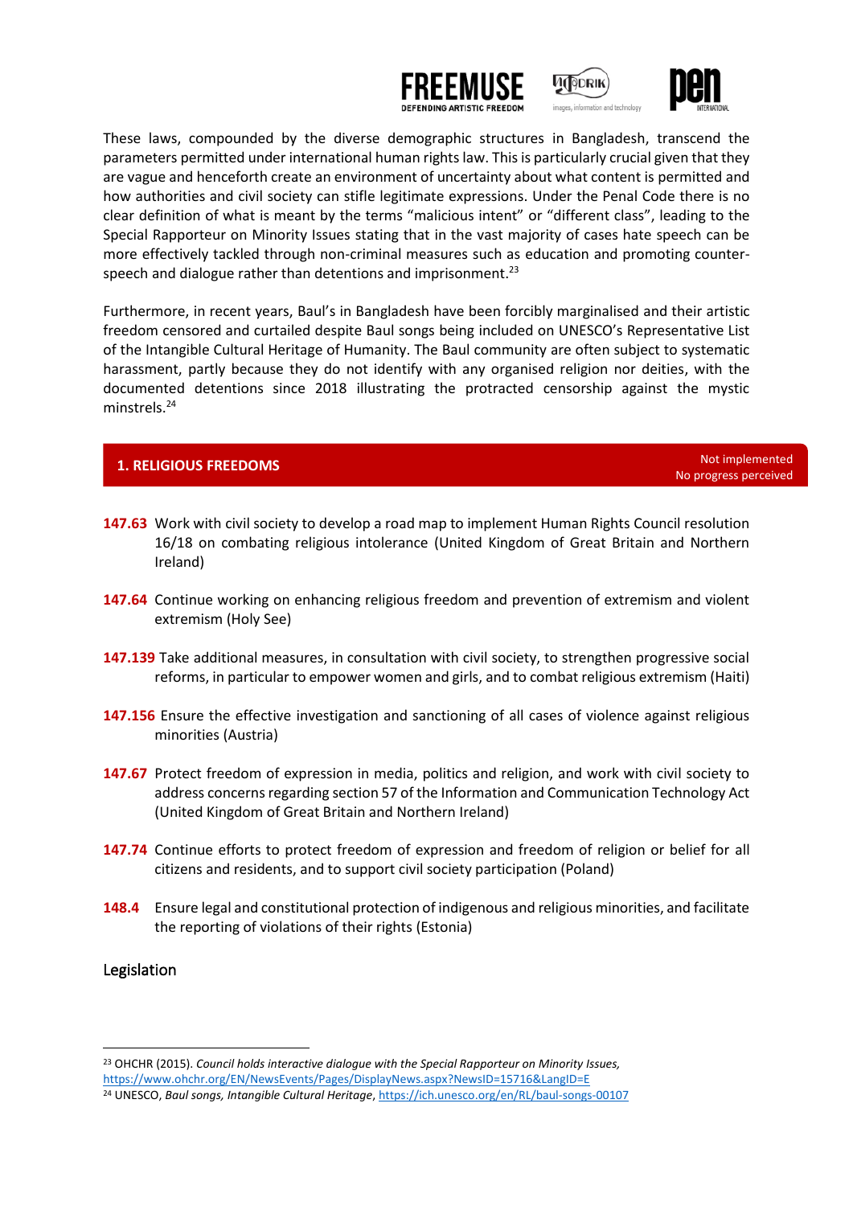These laws, compounded by the diverse demographic structures in Bangladesh, transcend the parameters permitted under international human rights law. This is particularly crucial given that they are vague and henceforth create an environment of uncertainty about what content is permitted and how authorities and civil society can stifle legitimate expressions. Under the Penal Code there is no clear definition of what is meant by the terms "malicious intent" or "different class", leading to the Special Rapporteur on Minority Issues stating that in the vast majority of cases hate speech can be more effectively tackled through non-criminal measures such as education and promoting counter-speech and dialogue rather than detentions and imprisonment.[23]

Furthermore, in recent years, Baul's in Bangladesh have been forcibly marginalised and their artistic freedom censored and curtailed despite Baul songs being included on UNESCO's Representative List of the Intangible Cultural Heritage of Humanity. The Baul community are often subject to systematic harassment, partly because they do not identify with any organised religion nor deities, with the documented detentions since 2018 illustrating the protracted censorship against the mystic minstrels.[24]

## 1. RELIGIOUS FREEDOMS

Not implemented
No progress perceived

**147.63** Work with civil society to develop a road map to implement Human Rights Council resolution 16/18 on combating religious intolerance (United Kingdom of Great Britain and Northern Ireland)

**147.64** Continue working on enhancing religious freedom and prevention of extremism and violent extremism (Holy See)

**147.139** Take additional measures, in consultation with civil society, to strengthen progressive social reforms, in particular to empower women and girls, and to combat religious extremism (Haiti)

**147.156** Ensure the effective investigation and sanctioning of all cases of violence against religious minorities (Austria)

**147.67** Protect freedom of expression in media, politics and religion, and work with civil society to address concerns regarding section 57 of the Information and Communication Technology Act (United Kingdom of Great Britain and Northern Ireland)

**147.74** Continue efforts to protect freedom of expression and freedom of religion or belief for all citizens and residents, and to support civil society participation (Poland)

**148.4** Ensure legal and constitutional protection of indigenous and religious minorities, and facilitate the reporting of violations of their rights (Estonia)

### Legislation

---

[23] OHCHR (2015). *Council holds interactive dialogue with the Special Rapporteur on Minority Issues,* https://www.ohchr.org/EN/NewsEvents/Pages/DisplayNews.aspx?NewsID=15716&LangID=E

[24] UNESCO, *Baul songs, Intangible Cultural Heritage*, https://ich.unesco.org/en/RL/baul-songs-00107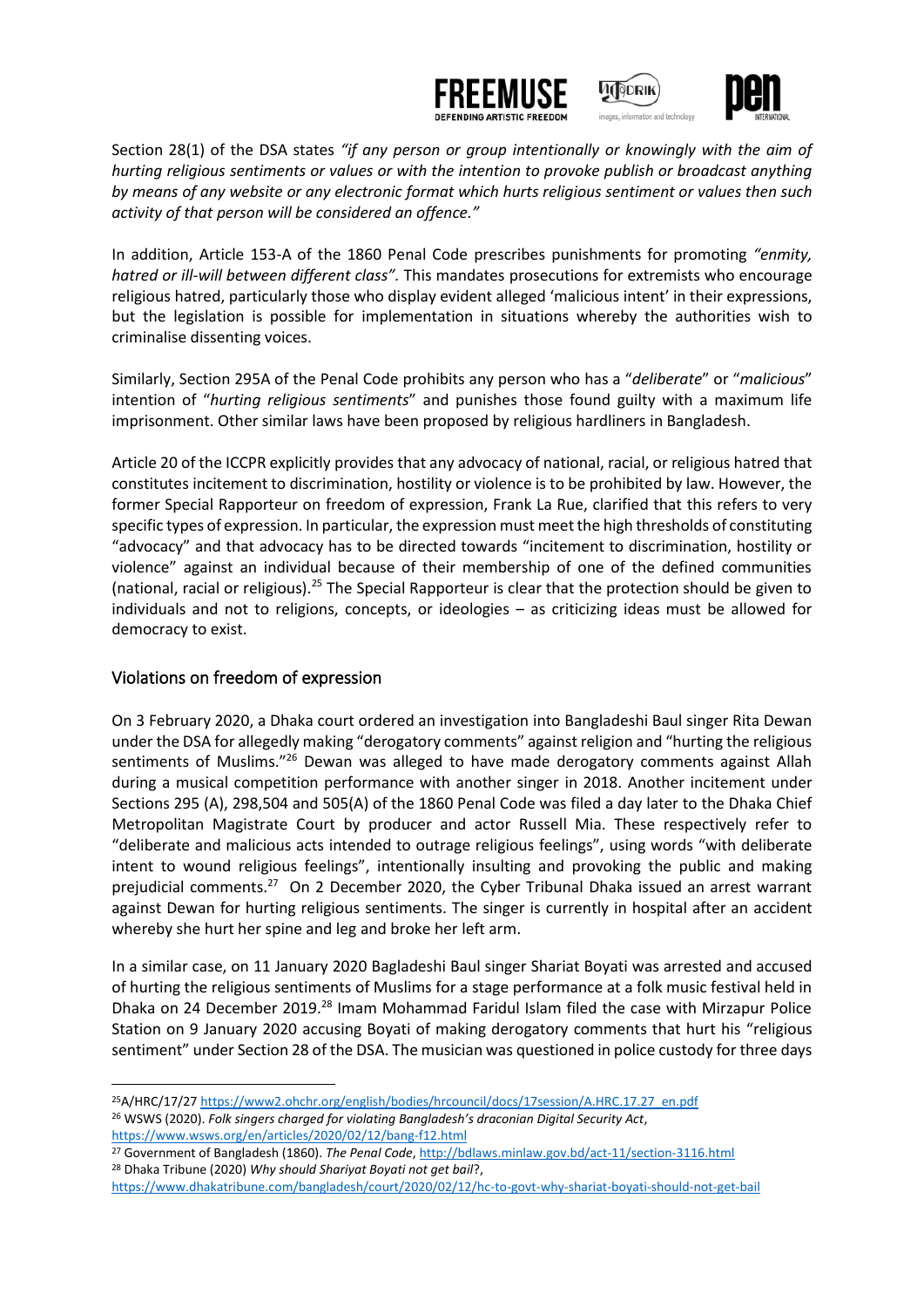Section 28(1) of the DSA states *"if any person or group intentionally or knowingly with the aim of hurting religious sentiments or values or with the intention to provoke publish or broadcast anything by means of any website or any electronic format which hurts religious sentiment or values then such activity of that person will be considered an offence."*

In addition, Article 153-A of the 1860 Penal Code prescribes punishments for promoting *"enmity, hatred or ill-will between different class"*. This mandates prosecutions for extremists who encourage religious hatred, particularly those who display evident alleged 'malicious intent' in their expressions, but the legislation is possible for implementation in situations whereby the authorities wish to criminalise dissenting voices.

Similarly, Section 295A of the Penal Code prohibits any person who has a "*deliberate*" or "*malicious*" intention of "*hurting religious sentiments*" and punishes those found guilty with a maximum life imprisonment. Other similar laws have been proposed by religious hardliners in Bangladesh.

Article 20 of the ICCPR explicitly provides that any advocacy of national, racial, or religious hatred that constitutes incitement to discrimination, hostility or violence is to be prohibited by law. However, the former Special Rapporteur on freedom of expression, Frank La Rue, clarified that this refers to very specific types of expression. In particular, the expression must meet the high thresholds of constituting "advocacy" and that advocacy has to be directed towards "incitement to discrimination, hostility or violence" against an individual because of their membership of one of the defined communities (national, racial or religious).[25] The Special Rapporteur is clear that the protection should be given to individuals and not to religions, concepts, or ideologies – as criticizing ideas must be allowed for democracy to exist.

## Violations on freedom of expression

On 3 February 2020, a Dhaka court ordered an investigation into Bangladeshi Baul singer Rita Dewan under the DSA for allegedly making "derogatory comments" against religion and "hurting the religious sentiments of Muslims."[26] Dewan was alleged to have made derogatory comments against Allah during a musical competition performance with another singer in 2018. Another incitement under Sections 295 (A), 298,504 and 505(A) of the 1860 Penal Code was filed a day later to the Dhaka Chief Metropolitan Magistrate Court by producer and actor Russell Mia. These respectively refer to "deliberate and malicious acts intended to outrage religious feelings", using words "with deliberate intent to wound religious feelings", intentionally insulting and provoking the public and making prejudicial comments.[27] On 2 December 2020, the Cyber Tribunal Dhaka issued an arrest warrant against Dewan for hurting religious sentiments. The singer is currently in hospital after an accident whereby she hurt her spine and leg and broke her left arm.

In a similar case, on 11 January 2020 Bagladeshi Baul singer Shariat Boyati was arrested and accused of hurting the religious sentiments of Muslims for a stage performance at a folk music festival held in Dhaka on 24 December 2019.[28] Imam Mohammad Faridul Islam filed the case with Mirzapur Police Station on 9 January 2020 accusing Boyati of making derogatory comments that hurt his "religious sentiment" under Section 28 of the DSA. The musician was questioned in police custody for three days

---

[25] A/HRC/17/27 https://www2.ohchr.org/english/bodies/hrcouncil/docs/17session/A.HRC.17.27_en.pdf

[26] WSWS (2020). *Folk singers charged for violating Bangladesh's draconian Digital Security Act*, https://www.wsws.org/en/articles/2020/02/12/bang-f12.html

[27] Government of Bangladesh (1860). *The Penal Code*, http://bdlaws.minlaw.gov.bd/act-11/section-3116.html

[28] Dhaka Tribune (2020) *Why should Shariyat Boyati not get bail?*, https://www.dhakatribune.com/bangladesh/court/2020/02/12/hc-to-govt-why-shariat-boyati-should-not-get-bail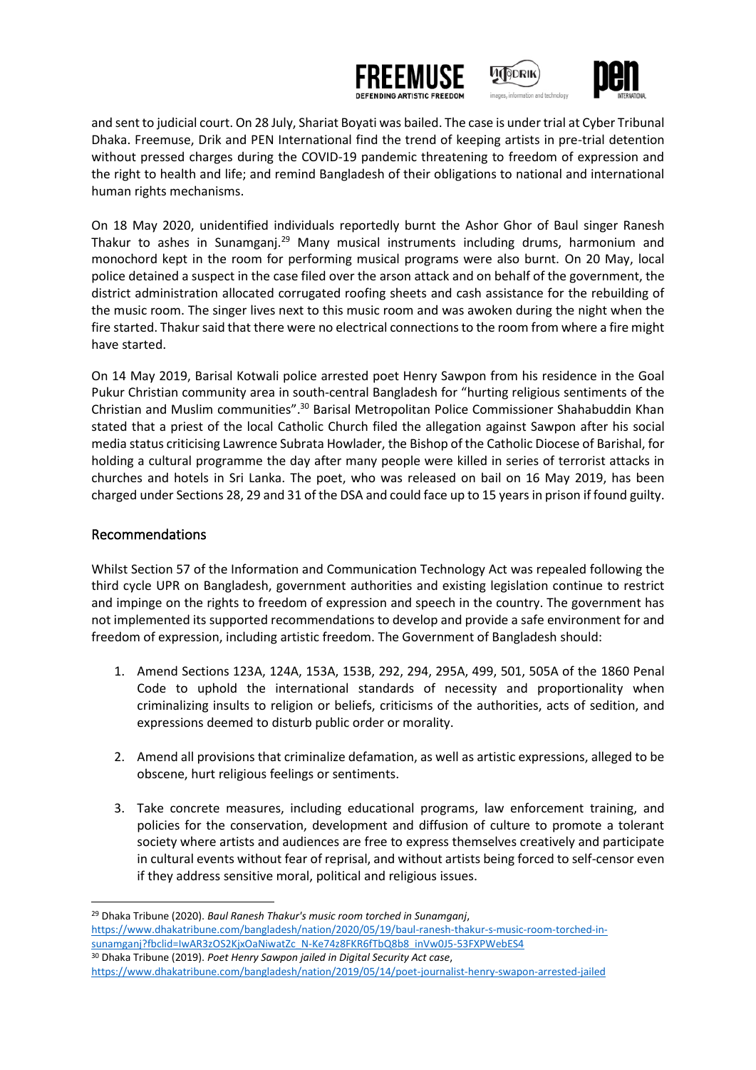and sent to judicial court. On 28 July, Shariat Boyati was bailed. The case is under trial at Cyber Tribunal Dhaka. Freemuse, Drik and PEN International find the trend of keeping artists in pre-trial detention without pressed charges during the COVID-19 pandemic threatening to freedom of expression and the right to health and life; and remind Bangladesh of their obligations to national and international human rights mechanisms.

On 18 May 2020, unidentified individuals reportedly burnt the Ashor Ghor of Baul singer Ranesh Thakur to ashes in Sunamganj.[29] Many musical instruments including drums, harmonium and monochord kept in the room for performing musical programs were also burnt. On 20 May, local police detained a suspect in the case filed over the arson attack and on behalf of the government, the district administration allocated corrugated roofing sheets and cash assistance for the rebuilding of the music room. The singer lives next to this music room and was awoken during the night when the fire started. Thakur said that there were no electrical connections to the room from where a fire might have started.

On 14 May 2019, Barisal Kotwali police arrested poet Henry Sawpon from his residence in the Goal Pukur Christian community area in south-central Bangladesh for "hurting religious sentiments of the Christian and Muslim communities".[30] Barisal Metropolitan Police Commissioner Shahabuddin Khan stated that a priest of the local Catholic Church filed the allegation against Sawpon after his social media status criticising Lawrence Subrata Howlader, the Bishop of the Catholic Diocese of Barishal, for holding a cultural programme the day after many people were killed in series of terrorist attacks in churches and hotels in Sri Lanka. The poet, who was released on bail on 16 May 2019, has been charged under Sections 28, 29 and 31 of the DSA and could face up to 15 years in prison if found guilty.

## Recommendations

Whilst Section 57 of the Information and Communication Technology Act was repealed following the third cycle UPR on Bangladesh, government authorities and existing legislation continue to restrict and impinge on the rights to freedom of expression and speech in the country. The government has not implemented its supported recommendations to develop and provide a safe environment for and freedom of expression, including artistic freedom. The Government of Bangladesh should:

1. Amend Sections 123A, 124A, 153A, 153B, 292, 294, 295A, 499, 501, 505A of the 1860 Penal Code to uphold the international standards of necessity and proportionality when criminalizing insults to religion or beliefs, criticisms of the authorities, acts of sedition, and expressions deemed to disturb public order or morality.

2. Amend all provisions that criminalize defamation, as well as artistic expressions, alleged to be obscene, hurt religious feelings or sentiments.

3. Take concrete measures, including educational programs, law enforcement training, and policies for the conservation, development and diffusion of culture to promote a tolerant society where artists and audiences are free to express themselves creatively and participate in cultural events without fear of reprisal, and without artists being forced to self-censor even if they address sensitive moral, political and religious issues.

---

[29] Dhaka Tribune (2020). *Baul Ranesh Thakur's music room torched in Sunamganj*, https://www.dhakatribune.com/bangladesh/nation/2020/05/19/baul-ranesh-thakur-s-music-room-torched-in-sunamganj?fbclid=IwAR3zOS2KjxOaNiwatZc_N-Ke74z8FKR6fTbQ8b8_inVw0J5-53FXPWebES4

[30] Dhaka Tribune (2019). *Poet Henry Sawpon jailed in Digital Security Act case*, https://www.dhakatribune.com/bangladesh/nation/2019/05/14/poet-journalist-henry-swapon-arrested-jailed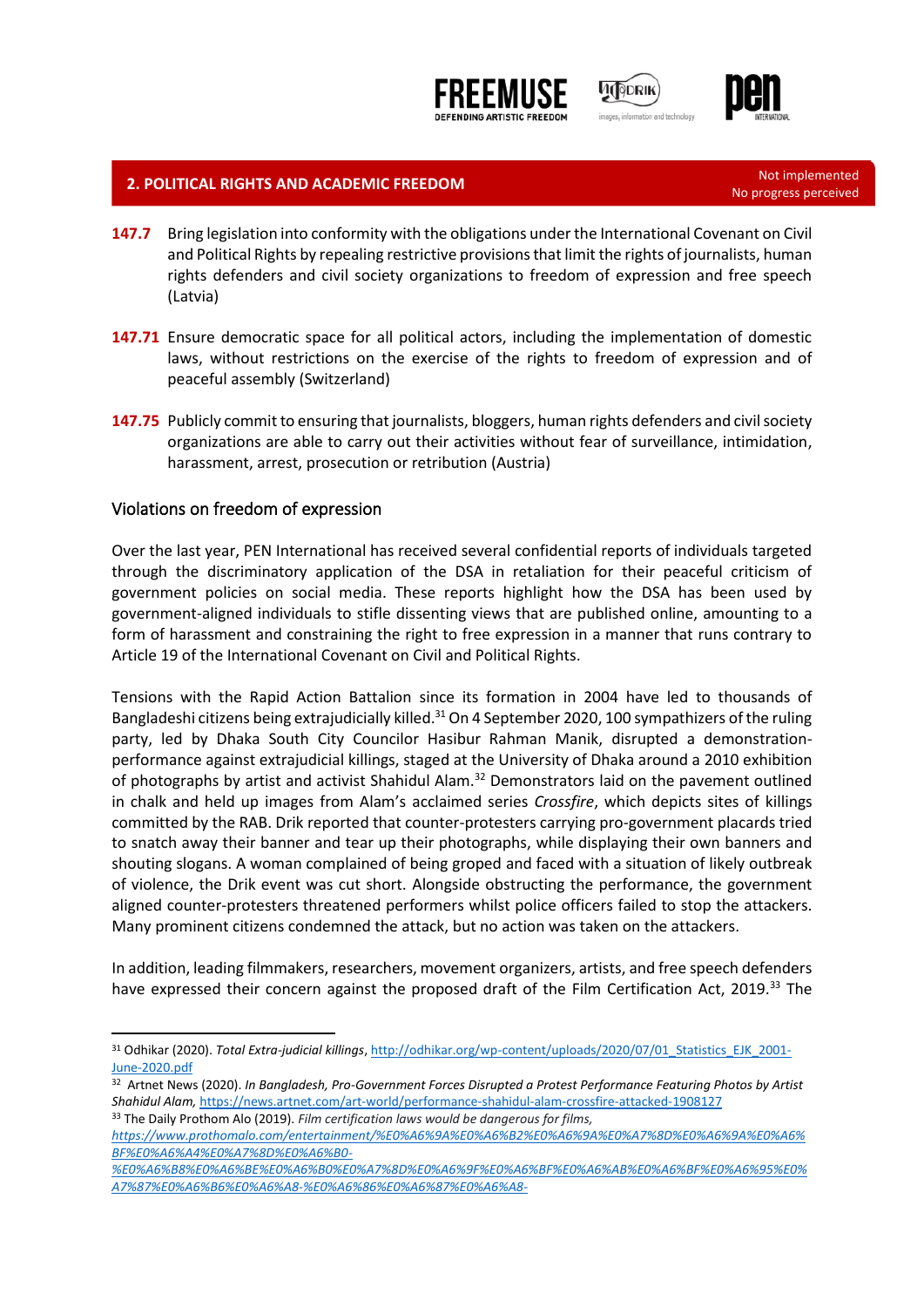## 2. POLITICAL RIGHTS AND ACADEMIC FREEDOM

Not implemented
No progress perceived

**147.7** Bring legislation into conformity with the obligations under the International Covenant on Civil and Political Rights by repealing restrictive provisions that limit the rights of journalists, human rights defenders and civil society organizations to freedom of expression and free speech (Latvia)

**147.71** Ensure democratic space for all political actors, including the implementation of domestic laws, without restrictions on the exercise of the rights to freedom of expression and of peaceful assembly (Switzerland)

**147.75** Publicly commit to ensuring that journalists, bloggers, human rights defenders and civil society organizations are able to carry out their activities without fear of surveillance, intimidation, harassment, arrest, prosecution or retribution (Austria)

### Violations on freedom of expression

Over the last year, PEN International has received several confidential reports of individuals targeted through the discriminatory application of the DSA in retaliation for their peaceful criticism of government policies on social media. These reports highlight how the DSA has been used by government-aligned individuals to stifle dissenting views that are published online, amounting to a form of harassment and constraining the right to free expression in a manner that runs contrary to Article 19 of the International Covenant on Civil and Political Rights.

Tensions with the Rapid Action Battalion since its formation in 2004 have led to thousands of Bangladeshi citizens being extrajudicially killed.[31] On 4 September 2020, 100 sympathizers of the ruling party, led by Dhaka South City Councilor Hasibur Rahman Manik, disrupted a demonstration-performance against extrajudicial killings, staged at the University of Dhaka around a 2010 exhibition of photographs by artist and activist Shahidul Alam.[32] Demonstrators laid on the pavement outlined in chalk and held up images from Alam's acclaimed series *Crossfire*, which depicts sites of killings committed by the RAB. Drik reported that counter-protesters carrying pro-government placards tried to snatch away their banner and tear up their photographs, while displaying their own banners and shouting slogans. A woman complained of being groped and faced with a situation of likely outbreak of violence, the Drik event was cut short. Alongside obstructing the performance, the government aligned counter-protesters threatened performers whilst police officers failed to stop the attackers. Many prominent citizens condemned the attack, but no action was taken on the attackers.

In addition, leading filmmakers, researchers, movement organizers, artists, and free speech defenders have expressed their concern against the proposed draft of the Film Certification Act, 2019.[33] The

---

[31] Odhikar (2020). *Total Extra-judicial killings*, http://odhikar.org/wp-content/uploads/2020/07/01_Statistics_EJK_2001-June-2020.pdf

[32] Artnet News (2020). *In Bangladesh, Pro-Government Forces Disrupted a Protest Performance Featuring Photos by Artist Shahidul Alam,* https://news.artnet.com/art-world/performance-shahidul-alam-crossfire-attacked-1908127

[33] The Daily Prothom Alo (2019). *Film certification laws would be dangerous for films,* *https://www.prothomalo.com/entertainment/%E0%A6%9A%E0%A6%B2%E0%A6%9A%E0%A7%8D%E0%A6%9A%E0%A6%BF%E0%A6%A4%E0%A7%8D%E0%A6%B0-%E0%A6%B8%E0%A6%BE%E0%A6%B0%E0%A7%8D%E0%A6%9F%E0%A6%BF%E0%A6%AB%E0%A6%BF%E0%A6%95%E0%A7%87%E0%A6%B6%E0%A6%A8-%E0%A6%86%E0%A6%87%E0%A6%A8-*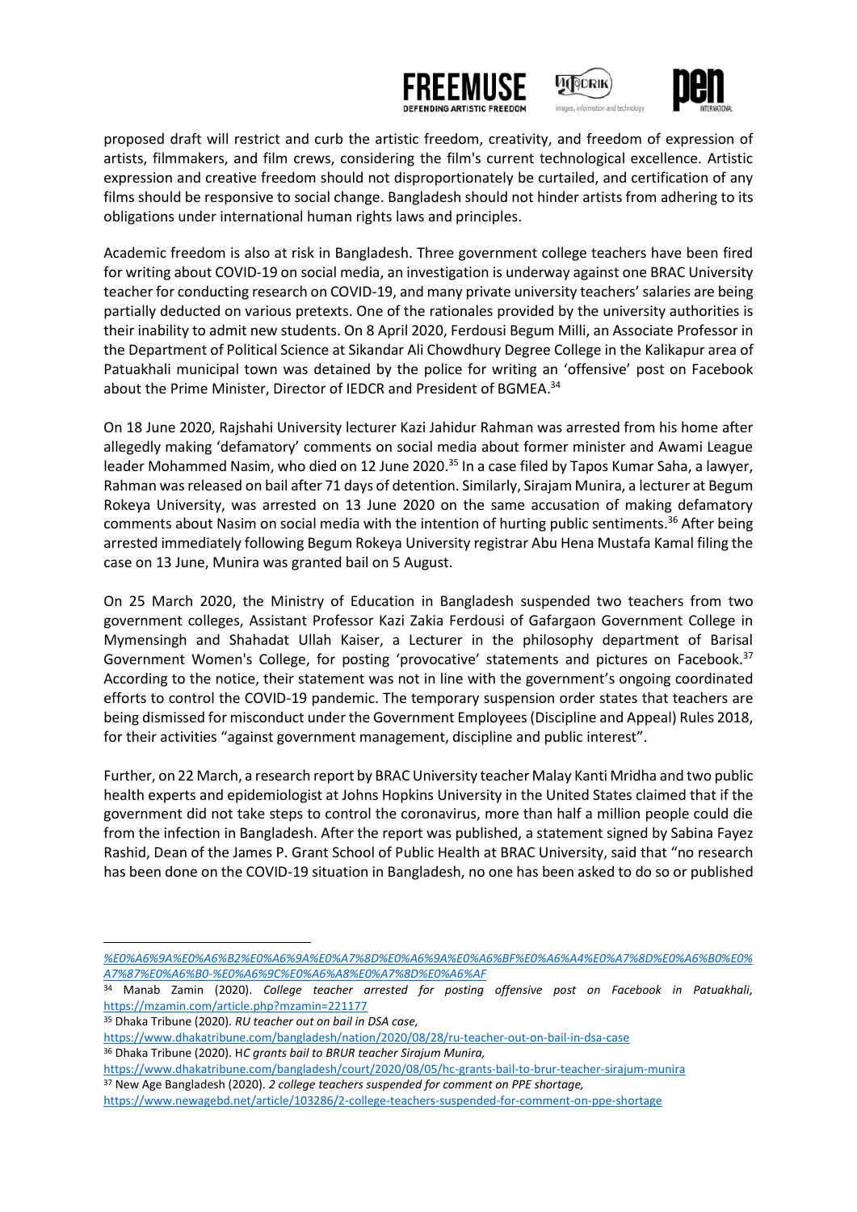proposed draft will restrict and curb the artistic freedom, creativity, and freedom of expression of artists, filmmakers, and film crews, considering the film's current technological excellence. Artistic expression and creative freedom should not disproportionately be curtailed, and certification of any films should be responsive to social change. Bangladesh should not hinder artists from adhering to its obligations under international human rights laws and principles.

Academic freedom is also at risk in Bangladesh. Three government college teachers have been fired for writing about COVID-19 on social media, an investigation is underway against one BRAC University teacher for conducting research on COVID-19, and many private university teachers' salaries are being partially deducted on various pretexts. One of the rationales provided by the university authorities is their inability to admit new students. On 8 April 2020, Ferdousi Begum Milli, an Associate Professor in the Department of Political Science at Sikandar Ali Chowdhury Degree College in the Kalikapur area of Patuakhali municipal town was detained by the police for writing an 'offensive' post on Facebook about the Prime Minister, Director of IEDCR and President of BGMEA.[34]

On 18 June 2020, Rajshahi University lecturer Kazi Jahidur Rahman was arrested from his home after allegedly making 'defamatory' comments on social media about former minister and Awami League leader Mohammed Nasim, who died on 12 June 2020.[35] In a case filed by Tapos Kumar Saha, a lawyer, Rahman was released on bail after 71 days of detention. Similarly, Sirajam Munira, a lecturer at Begum Rokeya University, was arrested on 13 June 2020 on the same accusation of making defamatory comments about Nasim on social media with the intention of hurting public sentiments.[36] After being arrested immediately following Begum Rokeya University registrar Abu Hena Mustafa Kamal filing the case on 13 June, Munira was granted bail on 5 August.

On 25 March 2020, the Ministry of Education in Bangladesh suspended two teachers from two government colleges, Assistant Professor Kazi Zakia Ferdousi of Gafargaon Government College in Mymensingh and Shahadat Ullah Kaiser, a Lecturer in the philosophy department of Barisal Government Women's College, for posting 'provocative' statements and pictures on Facebook.[37] According to the notice, their statement was not in line with the government's ongoing coordinated efforts to control the COVID-19 pandemic. The temporary suspension order states that teachers are being dismissed for misconduct under the Government Employees (Discipline and Appeal) Rules 2018, for their activities "against government management, discipline and public interest".

Further, on 22 March, a research report by BRAC University teacher Malay Kanti Mridha and two public health experts and epidemiologist at Johns Hopkins University in the United States claimed that if the government did not take steps to control the coronavirus, more than half a million people could die from the infection in Bangladesh. After the report was published, a statement signed by Sabina Fayez Rashid, Dean of the James P. Grant School of Public Health at BRAC University, said that "no research has been done on the COVID-19 situation in Bangladesh, no one has been asked to do so or published

---

%E0%A6%9A%E0%A6%B2%E0%A6%9A%E0%A7%8D%E0%A6%9A%E0%A6%BF%E0%A6%A4%E0%A7%8D%E0%A6%B0%E0%A7%87%E0%A6%B0-%E0%A6%9C%E0%A6%A8%E0%A7%8D%E0%A6%AF

[34] Manab Zamin (2020). *College teacher arrested for posting offensive post on Facebook in Patuakhali,* https://mzamin.com/article.php?mzamin=221177

[35] Dhaka Tribune (2020). *RU teacher out on bail in DSA case,* https://www.dhakatribune.com/bangladesh/nation/2020/08/28/ru-teacher-out-on-bail-in-dsa-case

[36] Dhaka Tribune (2020). *HC grants bail to BRUR teacher Sirajum Munira,* https://www.dhakatribune.com/bangladesh/court/2020/08/05/hc-grants-bail-to-brur-teacher-sirajum-munira

[37] New Age Bangladesh (2020). *2 college teachers suspended for comment on PPE shortage,* https://www.newagebd.net/article/103286/2-college-teachers-suspended-for-comment-on-ppe-shortage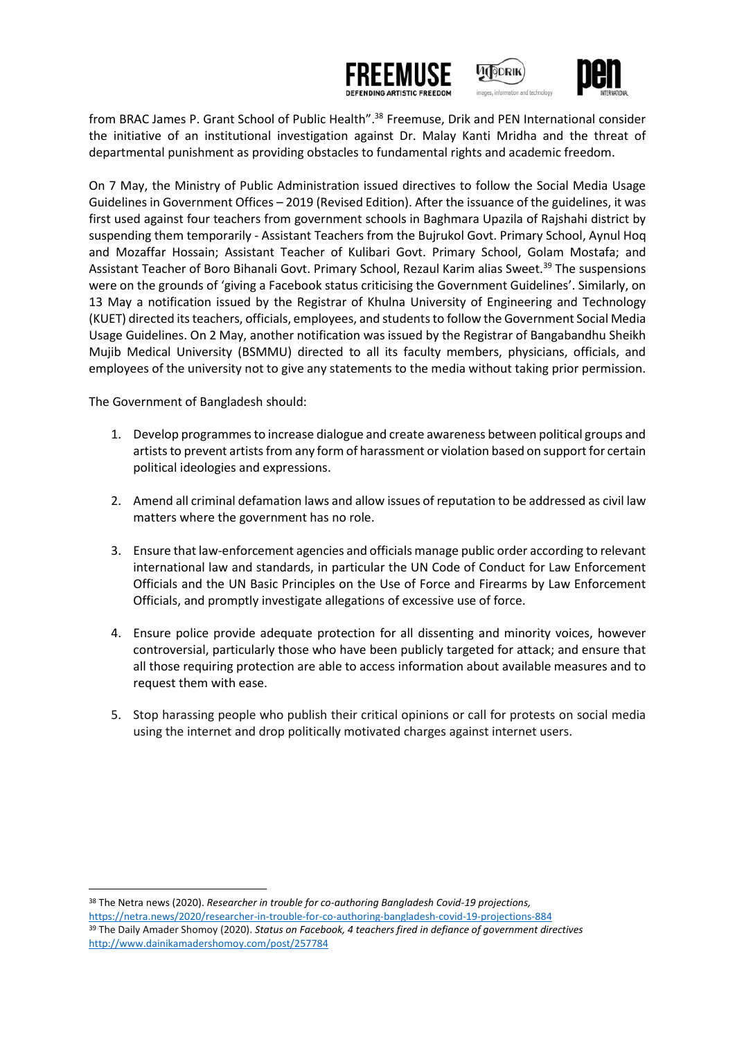from BRAC James P. Grant School of Public Health".[38] Freemuse, Drik and PEN International consider the initiative of an institutional investigation against Dr. Malay Kanti Mridha and the threat of departmental punishment as providing obstacles to fundamental rights and academic freedom.

On 7 May, the Ministry of Public Administration issued directives to follow the Social Media Usage Guidelines in Government Offices – 2019 (Revised Edition). After the issuance of the guidelines, it was first used against four teachers from government schools in Baghmara Upazila of Rajshahi district by suspending them temporarily - Assistant Teachers from the Bujrukol Govt. Primary School, Aynul Hoq and Mozaffar Hossain; Assistant Teacher of Kulibari Govt. Primary School, Golam Mostafa; and Assistant Teacher of Boro Bihanali Govt. Primary School, Rezaul Karim alias Sweet.[39] The suspensions were on the grounds of 'giving a Facebook status criticising the Government Guidelines'. Similarly, on 13 May a notification issued by the Registrar of Khulna University of Engineering and Technology (KUET) directed its teachers, officials, employees, and students to follow the Government Social Media Usage Guidelines. On 2 May, another notification was issued by the Registrar of Bangabandhu Sheikh Mujib Medical University (BSMMU) directed to all its faculty members, physicians, officials, and employees of the university not to give any statements to the media without taking prior permission.

The Government of Bangladesh should:

1. Develop programmes to increase dialogue and create awareness between political groups and artists to prevent artists from any form of harassment or violation based on support for certain political ideologies and expressions.

2. Amend all criminal defamation laws and allow issues of reputation to be addressed as civil law matters where the government has no role.

3. Ensure that law-enforcement agencies and officials manage public order according to relevant international law and standards, in particular the UN Code of Conduct for Law Enforcement Officials and the UN Basic Principles on the Use of Force and Firearms by Law Enforcement Officials, and promptly investigate allegations of excessive use of force.

4. Ensure police provide adequate protection for all dissenting and minority voices, however controversial, particularly those who have been publicly targeted for attack; and ensure that all those requiring protection are able to access information about available measures and to request them with ease.

5. Stop harassing people who publish their critical opinions or call for protests on social media using the internet and drop politically motivated charges against internet users.

---

[38] The Netra news (2020). *Researcher in trouble for co-authoring Bangladesh Covid-19 projections,* https://netra.news/2020/researcher-in-trouble-for-co-authoring-bangladesh-covid-19-projections-884

[39] The Daily Amader Shomoy (2020). *Status on Facebook, 4 teachers fired in defiance of government directives* http://www.dainikamadershomoy.com/post/257784